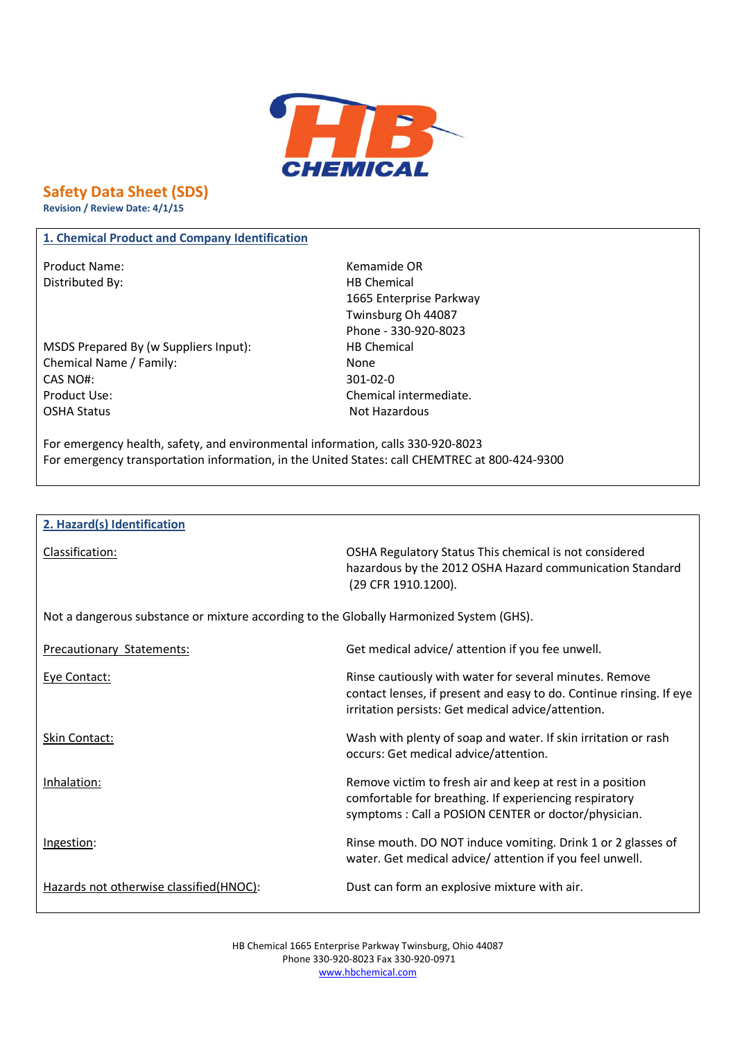# Safety Data Sheet (SDS)

**Revision / Review Date: 4/1/15**

## 1. Chemical Product and Company Identification

| | |
|---|---|
| Product Name: | Kemamide OR |
| Distributed By: | HB Chemical<br>1665 Enterprise Parkway<br>Twinsburg Oh 44087<br>Phone - 330-920-8023 |
| MSDS Prepared By (w Suppliers Input): | HB Chemical |
| Chemical Name / Family: | None |
| CAS NO#: | 301-02-0 |
| Product Use: | Chemical intermediate. |
| OSHA Status | Not Hazardous |

For emergency health, safety, and environmental information, calls 330-920-8023

For emergency transportation information, in the United States: call CHEMTREC at 800-424-9300

## 2. Hazard(s) Identification

Classification: OSHA Regulatory Status This chemical is not considered hazardous by the 2012 OSHA Hazard communication Standard (29 CFR 1910.1200).

Not a dangerous substance or mixture according to the Globally Harmonized System (GHS).

| | |
|---|---|
| Precautionary Statements: | Get medical advice/ attention if you fee unwell. |
| Eye Contact: | Rinse cautiously with water for several minutes. Remove contact lenses, if present and easy to do. Continue rinsing. If eye irritation persists: Get medical advice/attention. |
| Skin Contact: | Wash with plenty of soap and water. If skin irritation or rash occurs: Get medical advice/attention. |
| Inhalation: | Remove victim to fresh air and keep at rest in a position comfortable for breathing. If experiencing respiratory symptoms : Call a POSION CENTER or doctor/physician. |
| Ingestion: | Rinse mouth. DO NOT induce vomiting. Drink 1 or 2 glasses of water. Get medical advice/ attention if you feel unwell. |
| Hazards not otherwise classified(HNOC): | Dust can form an explosive mixture with air. |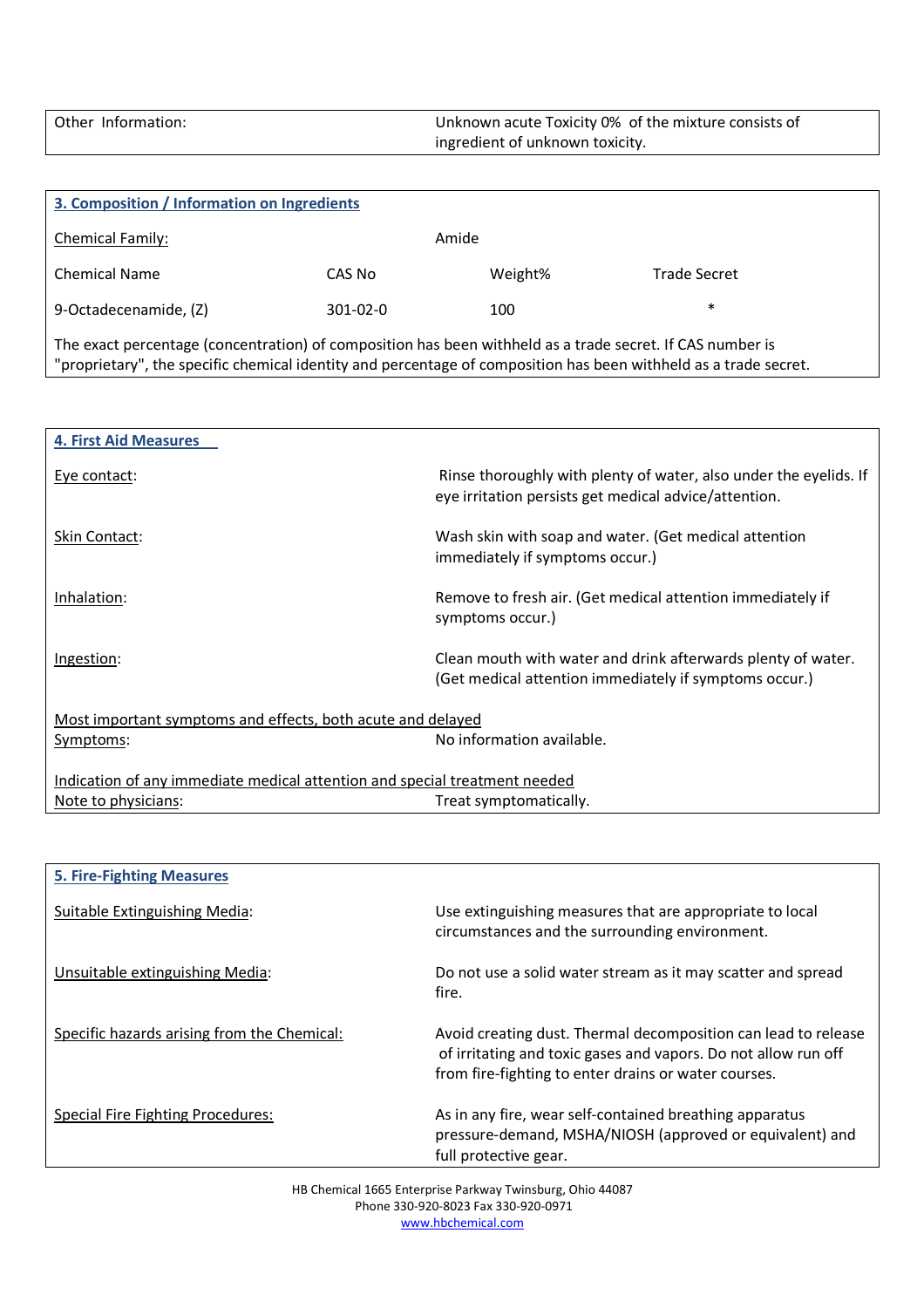| Other Information: | Unknown acute Toxicity 0% of the mixture consists of ingredient of unknown toxicity. |
|---|---|

## 3. Composition / Information on Ingredients

Chemical Family: Amide

| Chemical Name | CAS No | Weight% | Trade Secret |
|---|---|---|---|
| 9-Octadecenamide, (Z) | 301-02-0 | 100 | * |

The exact percentage (concentration) of composition has been withheld as a trade secret. If CAS number is "proprietary", the specific chemical identity and percentage of composition has been withheld as a trade secret.

## 4. First Aid Measures

| | |
|---|---|
| Eye contact: | Rinse thoroughly with plenty of water, also under the eyelids. If eye irritation persists get medical advice/attention. |
| Skin Contact: | Wash skin with soap and water. (Get medical attention immediately if symptoms occur.) |
| Inhalation: | Remove to fresh air. (Get medical attention immediately if symptoms occur.) |
| Ingestion: | Clean mouth with water and drink afterwards plenty of water. (Get medical attention immediately if symptoms occur.) |

Most important symptoms and effects, both acute and delayed

Symptoms: No information available.

Indication of any immediate medical attention and special treatment needed

Note to physicians: Treat symptomatically.

## 5. Fire-Fighting Measures

| | |
|---|---|
| Suitable Extinguishing Media: | Use extinguishing measures that are appropriate to local circumstances and the surrounding environment. |
| Unsuitable extinguishing Media: | Do not use a solid water stream as it may scatter and spread fire. |
| Specific hazards arising from the Chemical: | Avoid creating dust. Thermal decomposition can lead to release of irritating and toxic gases and vapors. Do not allow run off from fire-fighting to enter drains or water courses. |
| Special Fire Fighting Procedures: | As in any fire, wear self-contained breathing apparatus pressure-demand, MSHA/NIOSH (approved or equivalent) and full protective gear. |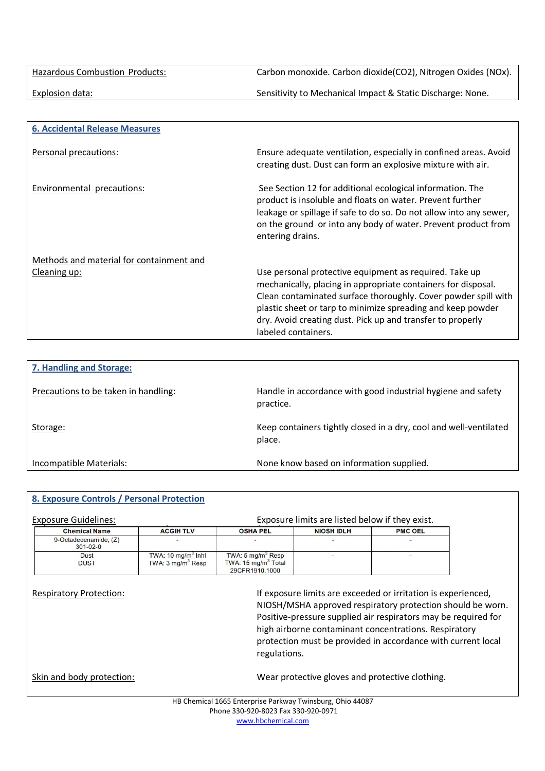Hazardous Combustion Products: Carbon monoxide. Carbon dioxide($CO_2$), Nitrogen Oxides ($NO_x$).

Explosion data: Sensitivity to Mechanical Impact & Static Discharge: None.

## 6. Accidental Release Measures

Personal precautions: Ensure adequate ventilation, especially in confined areas. Avoid creating dust. Dust can form an explosive mixture with air.

Environmental precautions: See Section 12 for additional ecological information. The product is insoluble and floats on water. Prevent further leakage or spillage if safe to do so. Do not allow into any sewer, on the ground or into any body of water. Prevent product from entering drains.

Methods and material for containment and Cleaning up: Use personal protective equipment as required. Take up mechanically, placing in appropriate containers for disposal. Clean contaminated surface thoroughly. Cover powder spill with plastic sheet or tarp to minimize spreading and keep powder dry. Avoid creating dust. Pick up and transfer to properly labeled containers.

## 7. Handling and Storage:

Precautions to be taken in handling: Handle in accordance with good industrial hygiene and safety practice.

Storage: Keep containers tightly closed in a dry, cool and well-ventilated place.

Incompatible Materials: None know based on information supplied.

## 8. Exposure Controls / Personal Protection

Exposure Guidelines: Exposure limits are listed below if they exist.

| Chemical Name | ACGIH TLV | OSHA PEL | NIOSH IDLH | PMC OEL |
|---|---|---|---|---|
| 9-Octadecenamide, (Z) 301-02-0 | - | - | - | - |
| Dust DUST | TWA: 10 mg/m$^3$ Inhl<br>TWA: 3 mg/m$^3$ Resp | TWA: 5 mg/m$^3$ Resp<br>TWA: 15 mg/m$^3$ Total<br>29CFR1910.1000 | - | - |

Respiratory Protection: If exposure limits are exceeded or irritation is experienced, NIOSH/MSHA approved respiratory protection should be worn. Positive-pressure supplied air respirators may be required for high airborne contaminant concentrations. Respiratory protection must be provided in accordance with current local regulations.

Skin and body protection: Wear protective gloves and protective clothing.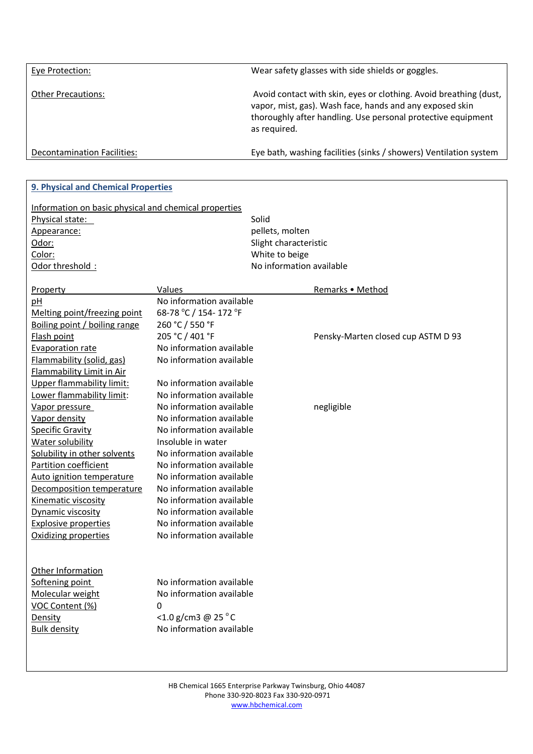| | |
|---|---|
| Eye Protection: | Wear safety glasses with side shields or goggles. |
| Other Precautions: | Avoid contact with skin, eyes or clothing. Avoid breathing (dust, vapor, mist, gas). Wash face, hands and any exposed skin thoroughly after handling. Use personal protective equipment as required. |
| Decontamination Facilities: | Eye bath, washing facilities (sinks / showers) Ventilation system |

## 9. Physical and Chemical Properties

Information on basic physical and chemical properties

| | |
|---|---|
| Physical state: | Solid |
| Appearance: | pellets, molten |
| Odor: | Slight characteristic |
| Color: | White to beige |
| Odor threshold : | No information available |

| Property | Values | Remarks • Method |
|---|---|---|
| pH | No information available | |
| Melting point/freezing point | 68-78 °C / 154- 172 °F | |
| Boiling point / boiling range | 260 °C / 550 °F | |
| Flash point | 205 °C / 401 °F | Pensky-Marten closed cup ASTM D 93 |
| Evaporation rate | No information available | |
| Flammability (solid, gas) | No information available | |
| Flammability Limit in Air | | |
| Upper flammability limit: | No information available | |
| Lower flammability limit: | No information available | |
| Vapor pressure | No information available | negligible |
| Vapor density | No information available | |
| Specific Gravity | No information available | |
| Water solubility | Insoluble in water | |
| Solubility in other solvents | No information available | |
| Partition coefficient | No information available | |
| Auto ignition temperature | No information available | |
| Decomposition temperature | No information available | |
| Kinematic viscosity | No information available | |
| Dynamic viscosity | No information available | |
| Explosive properties | No information available | |
| Oxidizing properties | No information available | |

Other Information

| | |
|---|---|
| Softening point | No information available |
| Molecular weight | No information available |
| VOC Content (%) | 0 |
| Density | <1.0 g/cm3 @ 25 °C |
| Bulk density | No information available |

HB Chemical 1665 Enterprise Parkway Twinsburg, Ohio 44087
Phone 330-920-8023 Fax 330-920-0971
www.hbchemical.com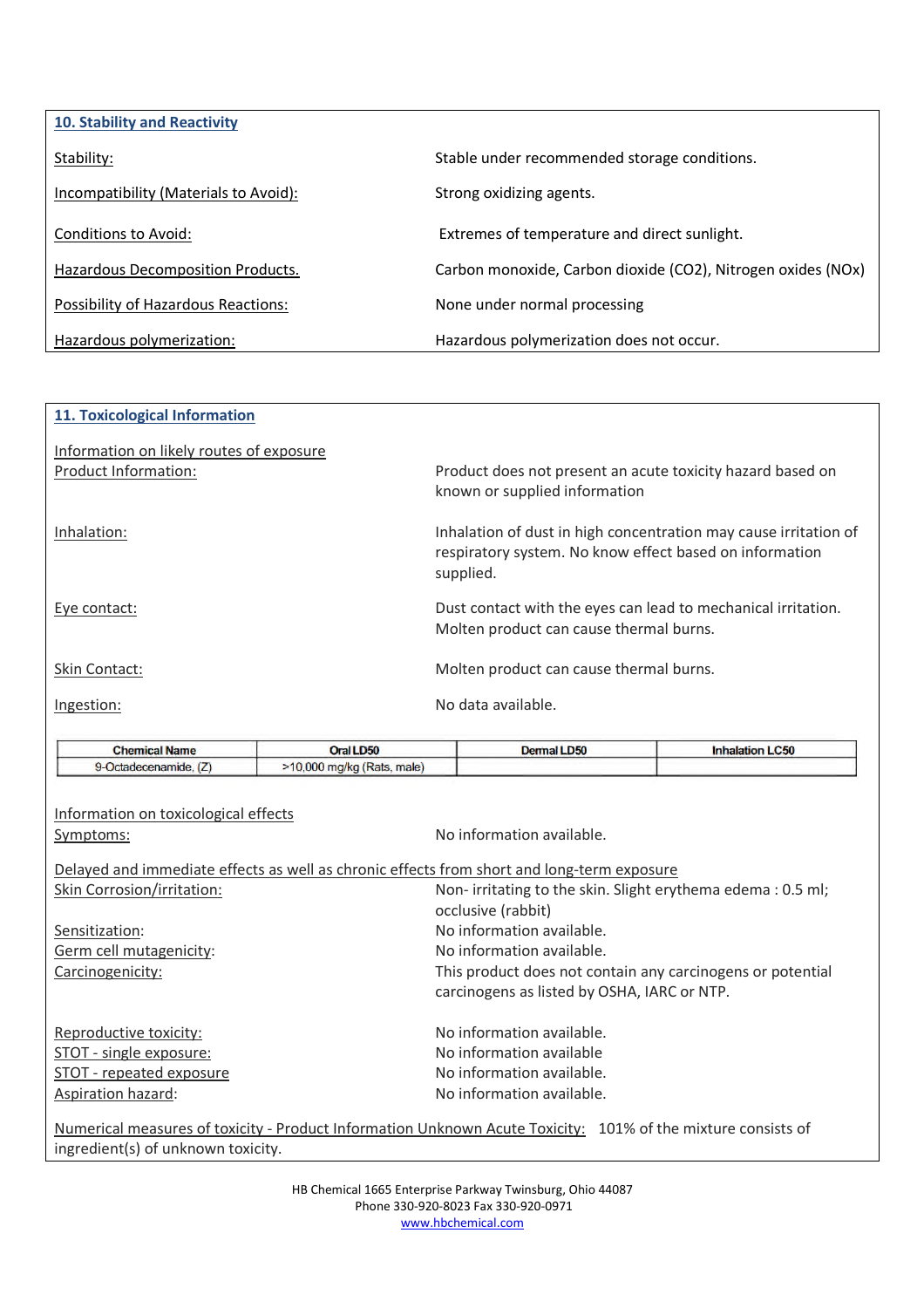## 10. Stability and Reactivity

| | |
|---|---|
| Stability: | Stable under recommended storage conditions. |
| Incompatibility (Materials to Avoid): | Strong oxidizing agents. |
| Conditions to Avoid: | Extremes of temperature and direct sunlight. |
| Hazardous Decomposition Products. | Carbon monoxide, Carbon dioxide ($CO_2$), Nitrogen oxides ($NO_x$) |
| Possibility of Hazardous Reactions: | None under normal processing |
| Hazardous polymerization: | Hazardous polymerization does not occur. |

## 11. Toxicological Information

Information on likely routes of exposure

| | |
|---|---|
| Product Information: | Product does not present an acute toxicity hazard based on known or supplied information |
| Inhalation: | Inhalation of dust in high concentration may cause irritation of respiratory system. No know effect based on information supplied. |
| Eye contact: | Dust contact with the eyes can lead to mechanical irritation. Molten product can cause thermal burns. |
| Skin Contact: | Molten product can cause thermal burns. |
| Ingestion: | No data available. |

| Chemical Name | Oral LD50 | Dermal LD50 | Inhalation LC50 |
|---|---|---|---|
| 9-Octadecenamide, (Z) | >10,000 mg/kg (Rats, male) | | |

Information on toxicological effects

| | |
|---|---|
| Symptoms: | No information available. |

Delayed and immediate effects as well as chronic effects from short and long-term exposure

| | |
|---|---|
| Skin Corrosion/irritation: | Non- irritating to the skin. Slight erythema edema : 0.5 ml; occlusive (rabbit) |
| Sensitization: | No information available. |
| Germ cell mutagenicity: | No information available. |
| Carcinogenicity: | This product does not contain any carcinogens or potential carcinogens as listed by OSHA, IARC or NTP. |
| Reproductive toxicity: | No information available. |
| STOT - single exposure: | No information available |
| STOT - repeated exposure | No information available. |
| Aspiration hazard: | No information available. |

Numerical measures of toxicity - Product Information Unknown Acute Toxicity: 101% of the mixture consists of ingredient(s) of unknown toxicity.

HB Chemical 1665 Enterprise Parkway Twinsburg, Ohio 44087
Phone 330-920-8023 Fax 330-920-0971
www.hbchemical.com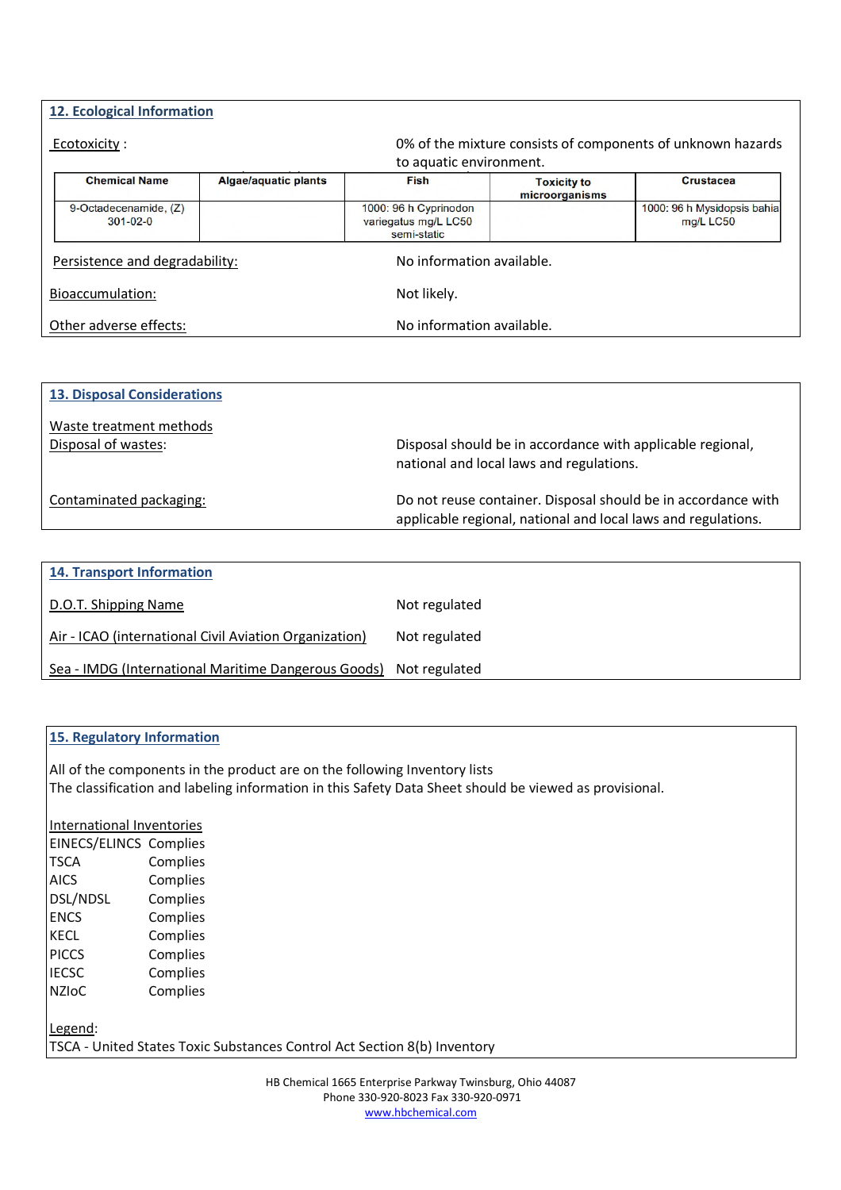## 12. Ecological Information

Ecotoxicity : 0% of the mixture consists of components of unknown hazards to aquatic environment.

| Chemical Name | Algae/aquatic plants | Fish | Toxicity to microorganisms | Crustacea |
|---|---|---|---|---|
| 9-Octadecenamide, (Z) 301-02-0 | | 1000: 96 h Cyprinodon variegatus mg/L LC50 semi-static | | 1000: 96 h Mysidopsis bahia mg/L LC50 |

Persistence and degradability: No information available.

Bioaccumulation: Not likely.

Other adverse effects: No information available.

## 13. Disposal Considerations

Waste treatment methods

Disposal of wastes: Disposal should be in accordance with applicable regional, national and local laws and regulations.

Contaminated packaging: Do not reuse container. Disposal should be in accordance with applicable regional, national and local laws and regulations.

## 14. Transport Information

D.O.T. Shipping Name: Not regulated

Air - ICAO (international Civil Aviation Organization): Not regulated

Sea - IMDG (International Maritime Dangerous Goods): Not regulated

## 15. Regulatory Information

All of the components in the product are on the following Inventory lists
The classification and labeling information in this Safety Data Sheet should be viewed as provisional.

International Inventories

| | |
|---|---|
| EINECS/ELINCS | Complies |
| TSCA | Complies |
| AICS | Complies |
| DSL/NDSL | Complies |
| ENCS | Complies |
| KECL | Complies |
| PICCS | Complies |
| IECSC | Complies |
| NZIoC | Complies |

Legend:
TSCA - United States Toxic Substances Control Act Section 8(b) Inventory

HB Chemical 1665 Enterprise Parkway Twinsburg, Ohio 44087
Phone 330-920-8023 Fax 330-920-0971
www.hbchemical.com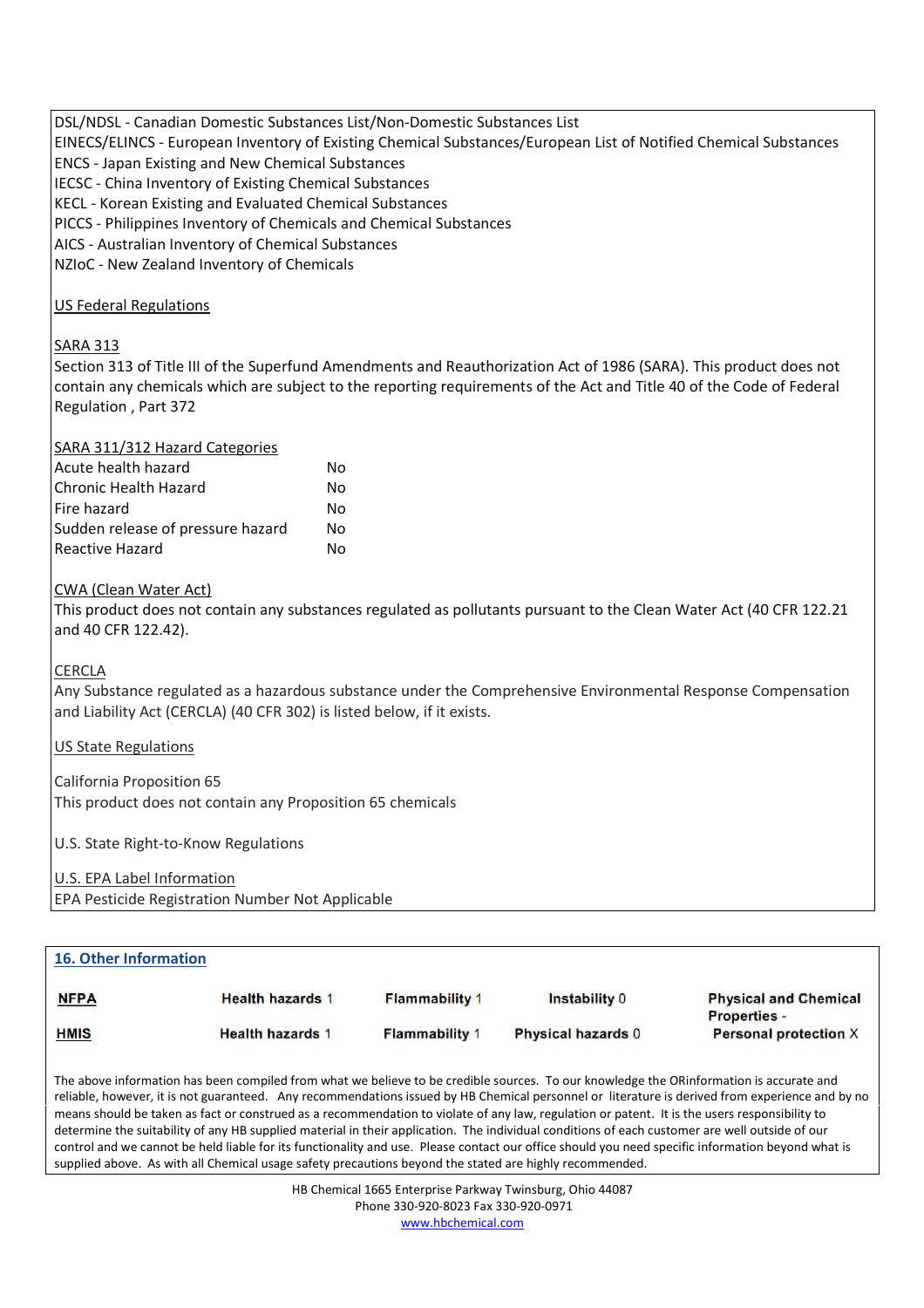DSL/NDSL - Canadian Domestic Substances List/Non-Domestic Substances List
EINECS/ELINCS - European Inventory of Existing Chemical Substances/European List of Notified Chemical Substances
ENCS - Japan Existing and New Chemical Substances
IECSC - China Inventory of Existing Chemical Substances
KECL - Korean Existing and Evaluated Chemical Substances
PICCS - Philippines Inventory of Chemicals and Chemical Substances
AICS - Australian Inventory of Chemical Substances
NZIoC - New Zealand Inventory of Chemicals

US Federal Regulations

SARA 313

Section 313 of Title III of the Superfund Amendments and Reauthorization Act of 1986 (SARA). This product does not contain any chemicals which are subject to the reporting requirements of the Act and Title 40 of the Code of Federal Regulation , Part 372

SARA 311/312 Hazard Categories

| | |
|---|---|
| Acute health hazard | No |
| Chronic Health Hazard | No |
| Fire hazard | No |
| Sudden release of pressure hazard | No |
| Reactive Hazard | No |

CWA (Clean Water Act)

This product does not contain any substances regulated as pollutants pursuant to the Clean Water Act (40 CFR 122.21 and 40 CFR 122.42).

CERCLA

Any Substance regulated as a hazardous substance under the Comprehensive Environmental Response Compensation and Liability Act (CERCLA) (40 CFR 302) is listed below, if it exists.

US State Regulations

California Proposition 65
This product does not contain any Proposition 65 chemicals

U.S. State Right-to-Know Regulations

U.S. EPA Label Information
EPA Pesticide Registration Number Not Applicable

## 16. Other Information

| | | | | |
|---|---|---|---|---|
| **NFPA** | **Health hazards 1** | **Flammability 1** | **Instability 0** | **Physical and Chemical Properties -** |
| **HMIS** | **Health hazards 1** | **Flammability 1** | **Physical hazards 0** | **Personal protection X** |

The above information has been compiled from what we believe to be credible sources. To our knowledge the ORinformation is accurate and reliable, however, it is not guaranteed. Any recommendations issued by HB Chemical personnel or literature is derived from experience and by no means should be taken as fact or construed as a recommendation to violate of any law, regulation or patent. It is the users responsibility to determine the suitability of any HB supplied material in their application. The individual conditions of each customer are well outside of our control and we cannot be held liable for its functionality and use. Please contact our office should you need specific information beyond what is supplied above. As with all Chemical usage safety precautions beyond the stated are highly recommended.

HB Chemical 1665 Enterprise Parkway Twinsburg, Ohio 44087
Phone 330-920-8023 Fax 330-920-0971
www.hbchemical.com